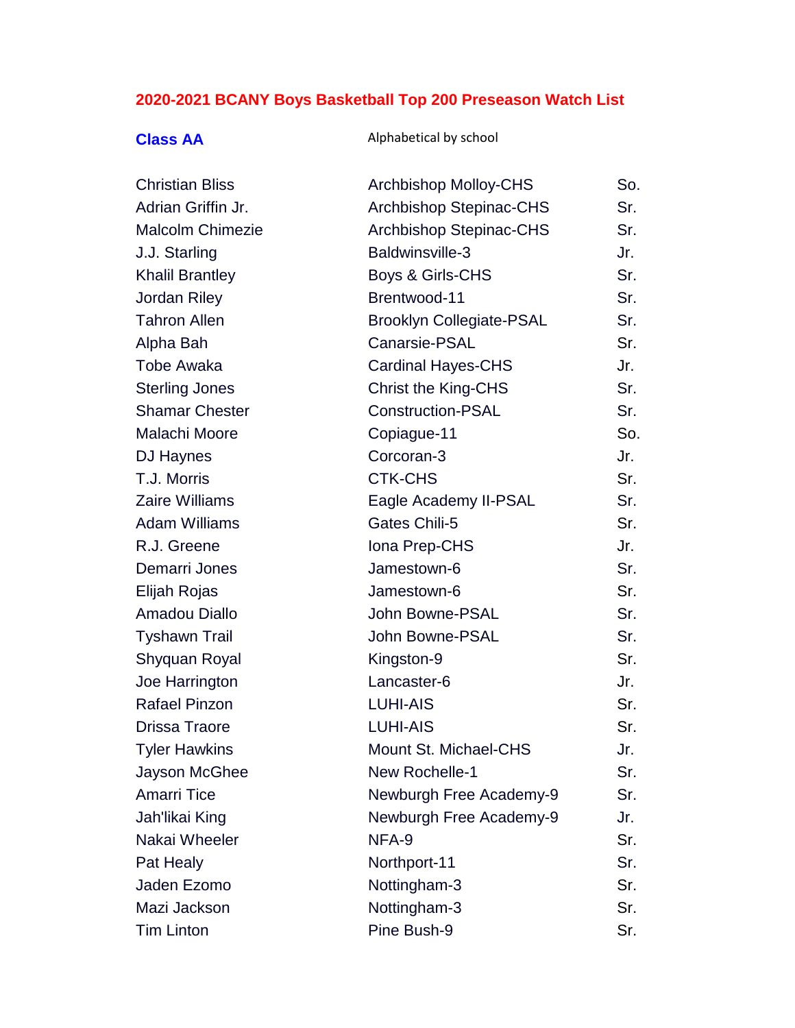# 2020-2021 BCANY Boys Basketball Top 200 Preseason Watch List

## Class AA

Alphabetical by school

| | | |
|---|---|---|
| Christian Bliss | Archbishop Molloy-CHS | So. |
| Adrian Griffin Jr. | Archbishop Stepinac-CHS | Sr. |
| Malcolm Chimezie | Archbishop Stepinac-CHS | Sr. |
| J.J. Starling | Baldwinsville-3 | Jr. |
| Khalil Brantley | Boys & Girls-CHS | Sr. |
| Jordan Riley | Brentwood-11 | Sr. |
| Tahron Allen | Brooklyn Collegiate-PSAL | Sr. |
| Alpha Bah | Canarsie-PSAL | Sr. |
| Tobe Awaka | Cardinal Hayes-CHS | Jr. |
| Sterling Jones | Christ the King-CHS | Sr. |
| Shamar Chester | Construction-PSAL | Sr. |
| Malachi Moore | Copiague-11 | So. |
| DJ Haynes | Corcoran-3 | Jr. |
| T.J. Morris | CTK-CHS | Sr. |
| Zaire Williams | Eagle Academy II-PSAL | Sr. |
| Adam Williams | Gates Chili-5 | Sr. |
| R.J. Greene | Iona Prep-CHS | Jr. |
| Demarri Jones | Jamestown-6 | Sr. |
| Elijah Rojas | Jamestown-6 | Sr. |
| Amadou Diallo | John Bowne-PSAL | Sr. |
| Tyshawn Trail | John Bowne-PSAL | Sr. |
| Shyquan Royal | Kingston-9 | Sr. |
| Joe Harrington | Lancaster-6 | Jr. |
| Rafael Pinzon | LUHI-AIS | Sr. |
| Drissa Traore | LUHI-AIS | Sr. |
| Tyler Hawkins | Mount St. Michael-CHS | Jr. |
| Jayson McGhee | New Rochelle-1 | Sr. |
| Amarri Tice | Newburgh Free Academy-9 | Sr. |
| Jah'likai King | Newburgh Free Academy-9 | Jr. |
| Nakai Wheeler | NFA-9 | Sr. |
| Pat Healy | Northport-11 | Sr. |
| Jaden Ezomo | Nottingham-3 | Sr. |
| Mazi Jackson | Nottingham-3 | Sr. |
| Tim Linton | Pine Bush-9 | Sr. |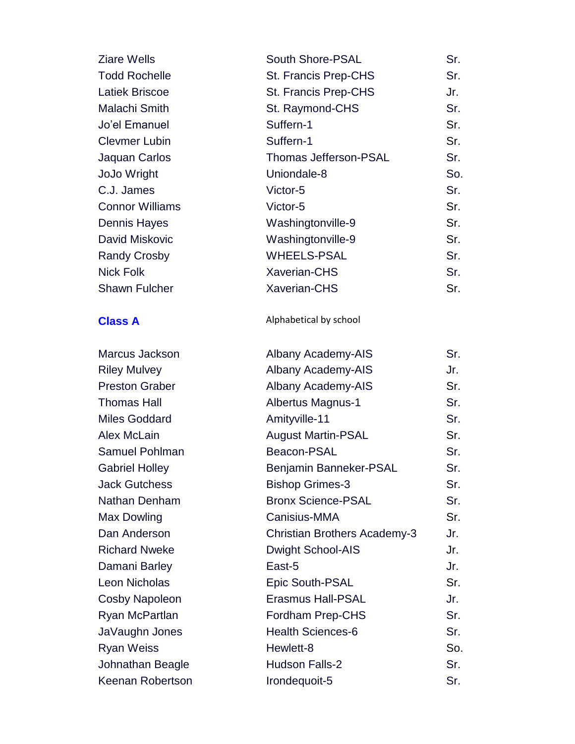| | | |
|---|---|---|
| Ziare Wells | South Shore-PSAL | Sr. |
| Todd Rochelle | St. Francis Prep-CHS | Sr. |
| Latiek Briscoe | St. Francis Prep-CHS | Jr. |
| Malachi Smith | St. Raymond-CHS | Sr. |
| Jo’el Emanuel | Suffern-1 | Sr. |
| Clevmer Lubin | Suffern-1 | Sr. |
| Jaquan Carlos | Thomas Jefferson-PSAL | Sr. |
| JoJo Wright | Uniondale-8 | So. |
| C.J. James | Victor-5 | Sr. |
| Connor Williams | Victor-5 | Sr. |
| Dennis Hayes | Washingtonville-9 | Sr. |
| David Miskovic | Washingtonville-9 | Sr. |
| Randy Crosby | WHEELS-PSAL | Sr. |
| Nick Folk | Xaverian-CHS | Sr. |
| Shawn Fulcher | Xaverian-CHS | Sr. |

**Class A** Alphabetical by school

| | | |
|---|---|---|
| Marcus Jackson | Albany Academy-AIS | Sr. |
| Riley Mulvey | Albany Academy-AIS | Jr. |
| Preston Graber | Albany Academy-AIS | Sr. |
| Thomas Hall | Albertus Magnus-1 | Sr. |
| Miles Goddard | Amityville-11 | Sr. |
| Alex McLain | August Martin-PSAL | Sr. |
| Samuel Pohlman | Beacon-PSAL | Sr. |
| Gabriel Holley | Benjamin Banneker-PSAL | Sr. |
| Jack Gutchess | Bishop Grimes-3 | Sr. |
| Nathan Denham | Bronx Science-PSAL | Sr. |
| Max Dowling | Canisius-MMA | Sr. |
| Dan Anderson | Christian Brothers Academy-3 | Jr. |
| Richard Nweke | Dwight School-AIS | Jr. |
| Damani Barley | East-5 | Jr. |
| Leon Nicholas | Epic South-PSAL | Sr. |
| Cosby Napoleon | Erasmus Hall-PSAL | Jr. |
| Ryan McPartlan | Fordham Prep-CHS | Sr. |
| JaVaughn Jones | Health Sciences-6 | Sr. |
| Ryan Weiss | Hewlett-8 | So. |
| Johnathan Beagle | Hudson Falls-2 | Sr. |
| Keenan Robertson | Irondequoit-5 | Sr. |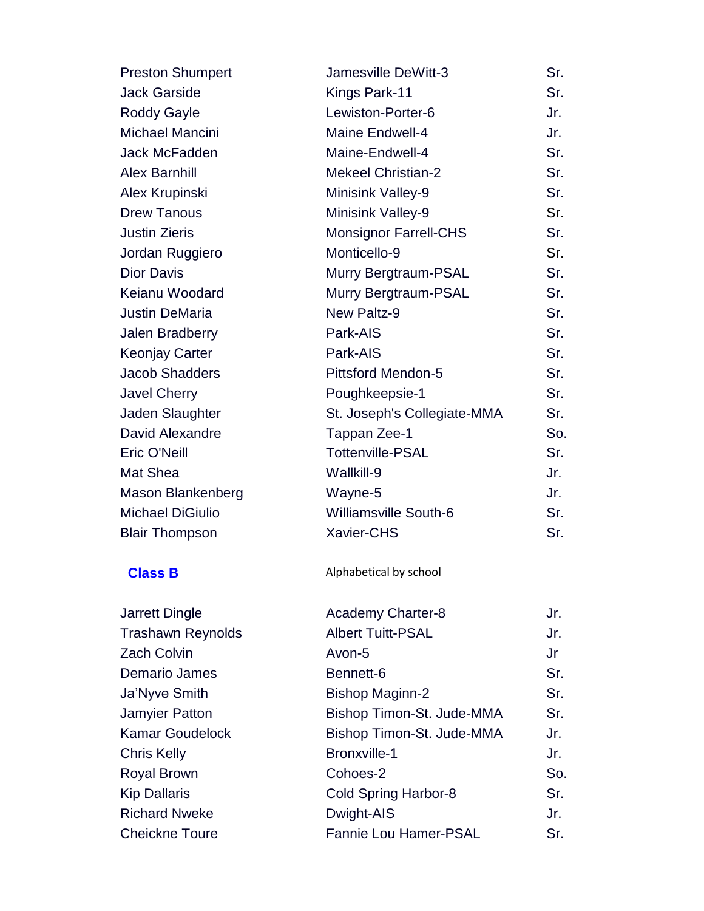| | | |
|---|---|---|
| Preston Shumpert | Jamesville DeWitt-3 | Sr. |
| Jack Garside | Kings Park-11 | Sr. |
| Roddy Gayle | Lewiston-Porter-6 | Jr. |
| Michael Mancini | Maine Endwell-4 | Jr. |
| Jack McFadden | Maine-Endwell-4 | Sr. |
| Alex Barnhill | Mekeel Christian-2 | Sr. |
| Alex Krupinski | Minisink Valley-9 | Sr. |
| Drew Tanous | Minisink Valley-9 | Sr. |
| Justin Zieris | Monsignor Farrell-CHS | Sr. |
| Jordan Ruggiero | Monticello-9 | Sr. |
| Dior Davis | Murry Bergtraum-PSAL | Sr. |
| Keianu Woodard | Murry Bergtraum-PSAL | Sr. |
| Justin DeMaria | New Paltz-9 | Sr. |
| Jalen Bradberry | Park-AIS | Sr. |
| Keonjay Carter | Park-AIS | Sr. |
| Jacob Shadders | Pittsford Mendon-5 | Sr. |
| Javel Cherry | Poughkeepsie-1 | Sr. |
| Jaden Slaughter | St. Joseph's Collegiate-MMA | Sr. |
| David Alexandre | Tappan Zee-1 | So. |
| Eric O'Neill | Tottenville-PSAL | Sr. |
| Mat Shea | Wallkill-9 | Jr. |
| Mason Blankenberg | Wayne-5 | Jr. |
| Michael DiGiulio | Williamsville South-6 | Sr. |
| Blair Thompson | Xavier-CHS | Sr. |

## Class B

Alphabetical by school

| | | |
|---|---|---|
| Jarrett Dingle | Academy Charter-8 | Jr. |
| Trashawn Reynolds | Albert Tuitt-PSAL | Jr. |
| Zach Colvin | Avon-5 | Jr |
| Demario James | Bennett-6 | Sr. |
| Ja'Nyve Smith | Bishop Maginn-2 | Sr. |
| Jamyier Patton | Bishop Timon-St. Jude-MMA | Sr. |
| Kamar Goudelock | Bishop Timon-St. Jude-MMA | Jr. |
| Chris Kelly | Bronxville-1 | Jr. |
| Royal Brown | Cohoes-2 | So. |
| Kip Dallaris | Cold Spring Harbor-8 | Sr. |
| Richard Nweke | Dwight-AIS | Jr. |
| Cheickne Toure | Fannie Lou Hamer-PSAL | Sr. |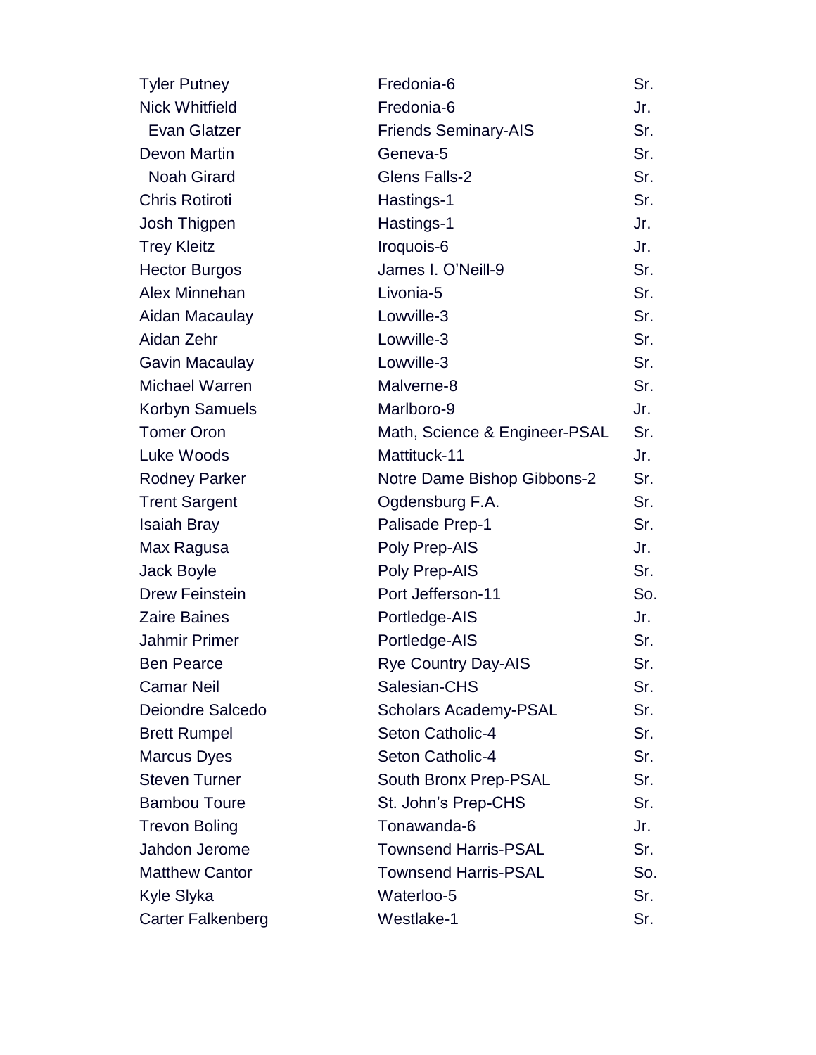| | | |
|---|---|---|
| Tyler Putney | Fredonia-6 | Sr. |
| Nick Whitfield | Fredonia-6 | Jr. |
| Evan Glatzer | Friends Seminary-AIS | Sr. |
| Devon Martin | Geneva-5 | Sr. |
| Noah Girard | Glens Falls-2 | Sr. |
| Chris Rotiroti | Hastings-1 | Sr. |
| Josh Thigpen | Hastings-1 | Jr. |
| Trey Kleitz | Iroquois-6 | Jr. |
| Hector Burgos | James I. O'Neill-9 | Sr. |
| Alex Minnehan | Livonia-5 | Sr. |
| Aidan Macaulay | Lowville-3 | Sr. |
| Aidan Zehr | Lowville-3 | Sr. |
| Gavin Macaulay | Lowville-3 | Sr. |
| Michael Warren | Malverne-8 | Sr. |
| Korbyn Samuels | Marlboro-9 | Jr. |
| Tomer Oron | Math, Science & Engineer-PSAL | Sr. |
| Luke Woods | Mattituck-11 | Jr. |
| Rodney Parker | Notre Dame Bishop Gibbons-2 | Sr. |
| Trent Sargent | Ogdensburg F.A. | Sr. |
| Isaiah Bray | Palisade Prep-1 | Sr. |
| Max Ragusa | Poly Prep-AIS | Jr. |
| Jack Boyle | Poly Prep-AIS | Sr. |
| Drew Feinstein | Port Jefferson-11 | So. |
| Zaire Baines | Portledge-AIS | Jr. |
| Jahmir Primer | Portledge-AIS | Sr. |
| Ben Pearce | Rye Country Day-AIS | Sr. |
| Camar Neil | Salesian-CHS | Sr. |
| Deiondre Salcedo | Scholars Academy-PSAL | Sr. |
| Brett Rumpel | Seton Catholic-4 | Sr. |
| Marcus Dyes | Seton Catholic-4 | Sr. |
| Steven Turner | South Bronx Prep-PSAL | Sr. |
| Bambou Toure | St. John's Prep-CHS | Sr. |
| Trevon Boling | Tonawanda-6 | Jr. |
| Jahdon Jerome | Townsend Harris-PSAL | Sr. |
| Matthew Cantor | Townsend Harris-PSAL | So. |
| Kyle Slyka | Waterloo-5 | Sr. |
| Carter Falkenberg | Westlake-1 | Sr. |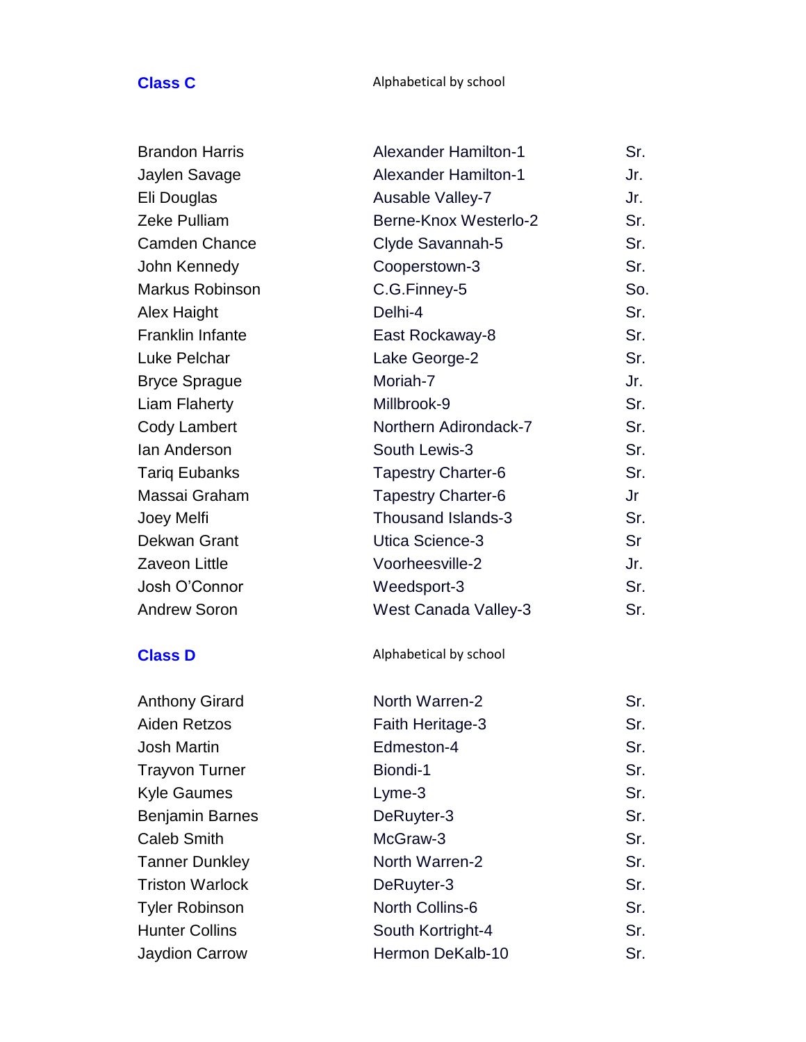## Class C

Alphabetical by school

| | | |
|---|---|---|
| Brandon Harris | Alexander Hamilton-1 | Sr. |
| Jaylen Savage | Alexander Hamilton-1 | Jr. |
| Eli Douglas | Ausable Valley-7 | Jr. |
| Zeke Pulliam | Berne-Knox Westerlo-2 | Sr. |
| Camden Chance | Clyde Savannah-5 | Sr. |
| John Kennedy | Cooperstown-3 | Sr. |
| Markus Robinson | C.G.Finney-5 | So. |
| Alex Haight | Delhi-4 | Sr. |
| Franklin Infante | East Rockaway-8 | Sr. |
| Luke Pelchar | Lake George-2 | Sr. |
| Bryce Sprague | Moriah-7 | Jr. |
| Liam Flaherty | Millbrook-9 | Sr. |
| Cody Lambert | Northern Adirondack-7 | Sr. |
| Ian Anderson | South Lewis-3 | Sr. |
| Tariq Eubanks | Tapestry Charter-6 | Sr. |
| Massai Graham | Tapestry Charter-6 | Jr |
| Joey Melfi | Thousand Islands-3 | Sr. |
| Dekwan Grant | Utica Science-3 | Sr |
| Zaveon Little | Voorheesville-2 | Jr. |
| Josh O'Connor | Weedsport-3 | Sr. |
| Andrew Soron | West Canada Valley-3 | Sr. |

## Class D

Alphabetical by school

| | | |
|---|---|---|
| Anthony Girard | North Warren-2 | Sr. |
| Aiden Retzos | Faith Heritage-3 | Sr. |
| Josh Martin | Edmeston-4 | Sr. |
| Trayvon Turner | Biondi-1 | Sr. |
| Kyle Gaumes | Lyme-3 | Sr. |
| Benjamin Barnes | DeRuyter-3 | Sr. |
| Caleb Smith | McGraw-3 | Sr. |
| Tanner Dunkley | North Warren-2 | Sr. |
| Triston Warlock | DeRuyter-3 | Sr. |
| Tyler Robinson | North Collins-6 | Sr. |
| Hunter Collins | South Kortright-4 | Sr. |
| Jaydion Carrow | Hermon DeKalb-10 | Sr. |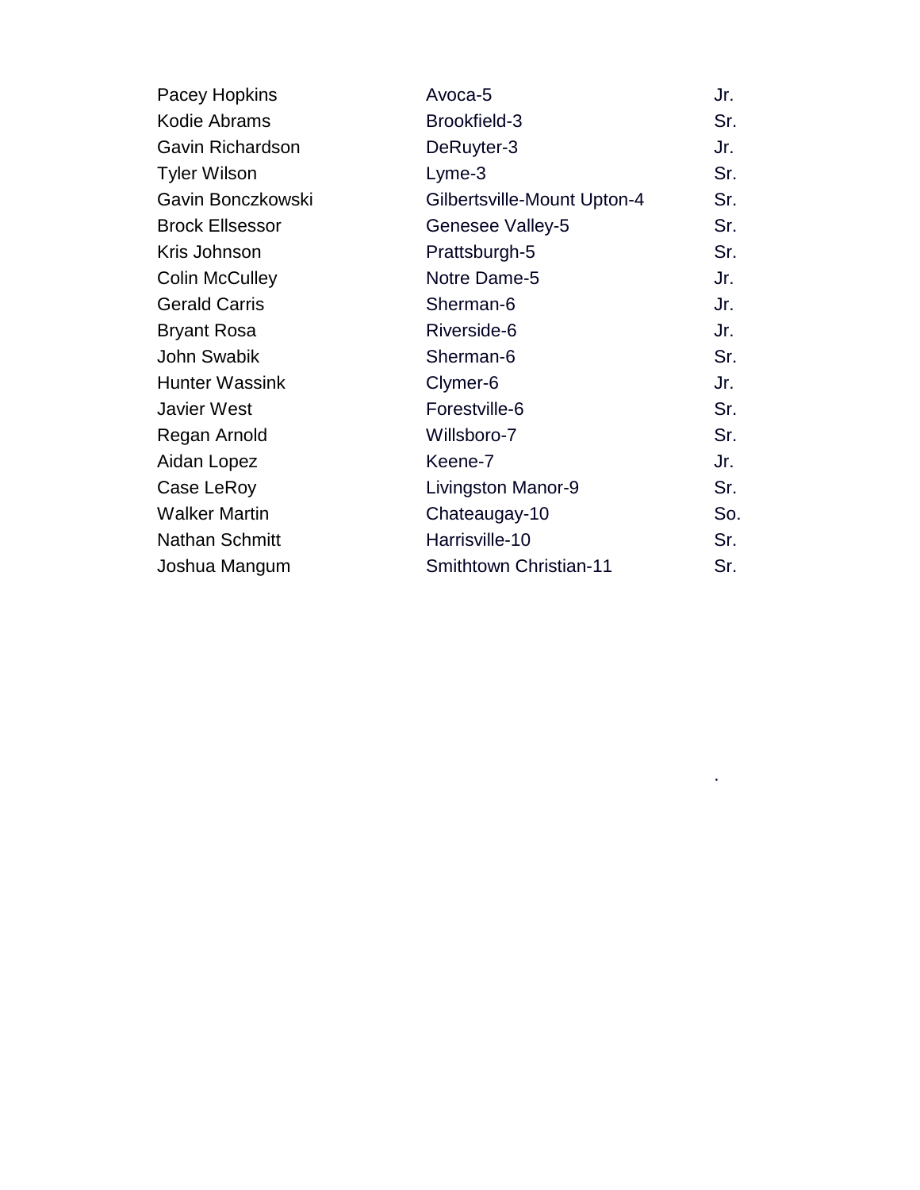| | | |
|---|---|---|
| Pacey Hopkins | Avoca-5 | Jr. |
| Kodie Abrams | Brookfield-3 | Sr. |
| Gavin Richardson | DeRuyter-3 | Jr. |
| Tyler Wilson | Lyme-3 | Sr. |
| Gavin Bonczkowski | Gilbertsville-Mount Upton-4 | Sr. |
| Brock Ellsessor | Genesee Valley-5 | Sr. |
| Kris Johnson | Prattsburgh-5 | Sr. |
| Colin McCulley | Notre Dame-5 | Jr. |
| Gerald Carris | Sherman-6 | Jr. |
| Bryant Rosa | Riverside-6 | Jr. |
| John Swabik | Sherman-6 | Sr. |
| Hunter Wassink | Clymer-6 | Jr. |
| Javier West | Forestville-6 | Sr. |
| Regan Arnold | Willsboro-7 | Sr. |
| Aidan Lopez | Keene-7 | Jr. |
| Case LeRoy | Livingston Manor-9 | Sr. |
| Walker Martin | Chateaugay-10 | So. |
| Nathan Schmitt | Harrisville-10 | Sr. |
| Joshua Mangum | Smithtown Christian-11 | Sr. |